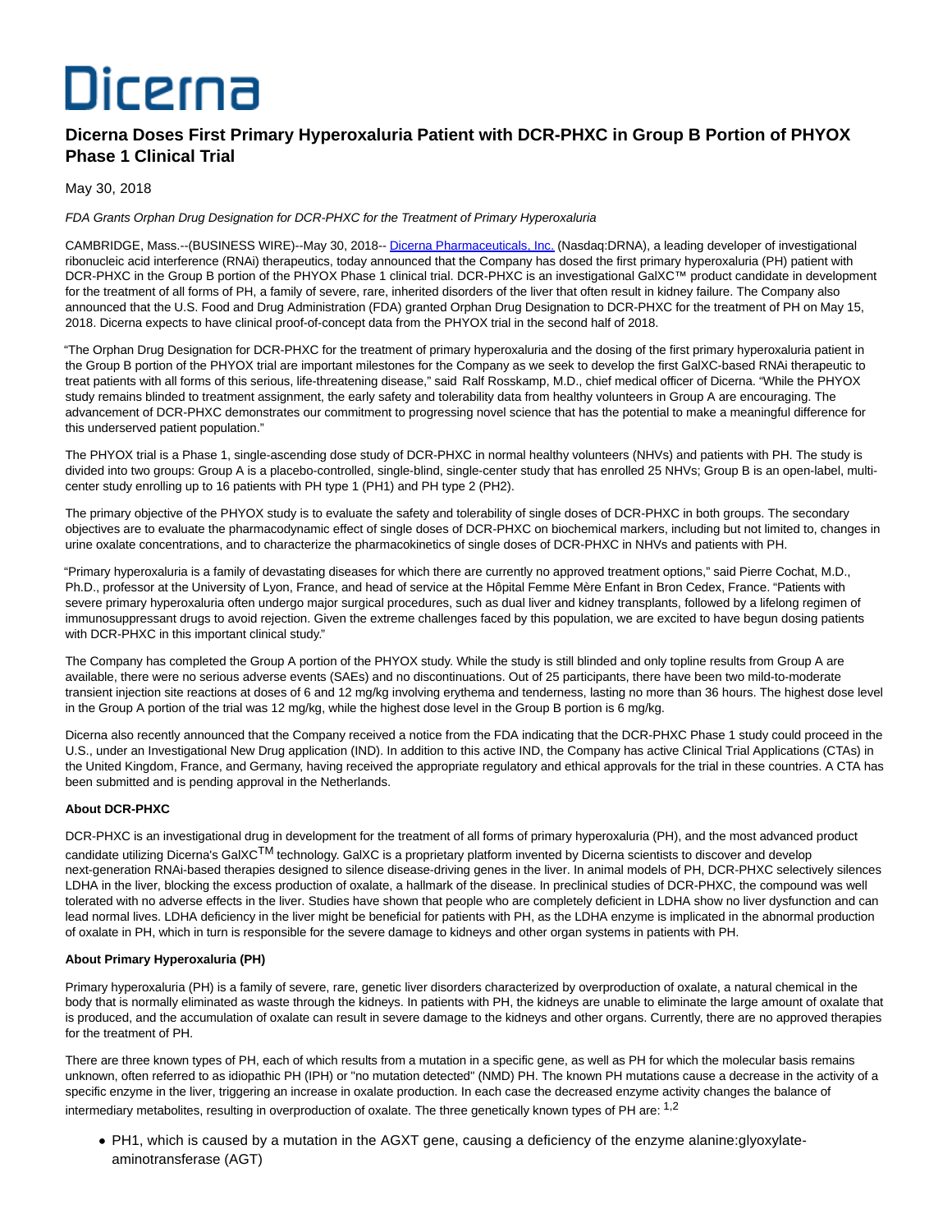# Dicerna

## Dicerna Doses First Primary Hyperoxaluria Patient with DCR-PHXC in Group B Portion of PHYOX Phase 1 Clinical Trial

May 30, 2018

*FDA Grants Orphan Drug Designation for DCR-PHXC for the Treatment of Primary Hyperoxaluria*

CAMBRIDGE, Mass.--(BUSINESS WIRE)--May 30, 2018-- Dicerna Pharmaceuticals, Inc. (Nasdaq:DRNA), a leading developer of investigational ribonucleic acid interference (RNAi) therapeutics, today announced that the Company has dosed the first primary hyperoxaluria (PH) patient with DCR-PHXC in the Group B portion of the PHYOX Phase 1 clinical trial. DCR-PHXC is an investigational GalXC™ product candidate in development for the treatment of all forms of PH, a family of severe, rare, inherited disorders of the liver that often result in kidney failure. The Company also announced that the U.S. Food and Drug Administration (FDA) granted Orphan Drug Designation to DCR-PHXC for the treatment of PH on May 15, 2018. Dicerna expects to have clinical proof-of-concept data from the PHYOX trial in the second half of 2018.

"The Orphan Drug Designation for DCR-PHXC for the treatment of primary hyperoxaluria and the dosing of the first primary hyperoxaluria patient in the Group B portion of the PHYOX trial are important milestones for the Company as we seek to develop the first GalXC-based RNAi therapeutic to treat patients with all forms of this serious, life-threatening disease," said Ralf Rosskamp, M.D., chief medical officer of Dicerna. "While the PHYOX study remains blinded to treatment assignment, the early safety and tolerability data from healthy volunteers in Group A are encouraging. The advancement of DCR-PHXC demonstrates our commitment to progressing novel science that has the potential to make a meaningful difference for this underserved patient population."

The PHYOX trial is a Phase 1, single-ascending dose study of DCR-PHXC in normal healthy volunteers (NHVs) and patients with PH. The study is divided into two groups: Group A is a placebo-controlled, single-blind, single-center study that has enrolled 25 NHVs; Group B is an open-label, multi-center study enrolling up to 16 patients with PH type 1 (PH1) and PH type 2 (PH2).

The primary objective of the PHYOX study is to evaluate the safety and tolerability of single doses of DCR-PHXC in both groups. The secondary objectives are to evaluate the pharmacodynamic effect of single doses of DCR-PHXC on biochemical markers, including but not limited to, changes in urine oxalate concentrations, and to characterize the pharmacokinetics of single doses of DCR-PHXC in NHVs and patients with PH.

"Primary hyperoxaluria is a family of devastating diseases for which there are currently no approved treatment options," said Pierre Cochat, M.D., Ph.D., professor at the University of Lyon, France, and head of service at the Hôpital Femme Mère Enfant in Bron Cedex, France. "Patients with severe primary hyperoxaluria often undergo major surgical procedures, such as dual liver and kidney transplants, followed by a lifelong regimen of immunosuppressant drugs to avoid rejection. Given the extreme challenges faced by this population, we are excited to have begun dosing patients with DCR-PHXC in this important clinical study."

The Company has completed the Group A portion of the PHYOX study. While the study is still blinded and only topline results from Group A are available, there were no serious adverse events (SAEs) and no discontinuations. Out of 25 participants, there have been two mild-to-moderate transient injection site reactions at doses of 6 and 12 mg/kg involving erythema and tenderness, lasting no more than 36 hours. The highest dose level in the Group A portion of the trial was 12 mg/kg, while the highest dose level in the Group B portion is 6 mg/kg.

Dicerna also recently announced that the Company received a notice from the FDA indicating that the DCR-PHXC Phase 1 study could proceed in the U.S., under an Investigational New Drug application (IND). In addition to this active IND, the Company has active Clinical Trial Applications (CTAs) in the United Kingdom, France, and Germany, having received the appropriate regulatory and ethical approvals for the trial in these countries. A CTA has been submitted and is pending approval in the Netherlands.

**About DCR-PHXC**

DCR-PHXC is an investigational drug in development for the treatment of all forms of primary hyperoxaluria (PH), and the most advanced product candidate utilizing Dicerna's GalXC™ technology. GalXC is a proprietary platform invented by Dicerna scientists to discover and develop next-generation RNAi-based therapies designed to silence disease-driving genes in the liver. In animal models of PH, DCR-PHXC selectively silences LDHA in the liver, blocking the excess production of oxalate, a hallmark of the disease. In preclinical studies of DCR-PHXC, the compound was well tolerated with no adverse effects in the liver. Studies have shown that people who are completely deficient in LDHA show no liver dysfunction and can lead normal lives. LDHA deficiency in the liver might be beneficial for patients with PH, as the LDHA enzyme is implicated in the abnormal production of oxalate in PH, which in turn is responsible for the severe damage to kidneys and other organ systems in patients with PH.

**About Primary Hyperoxaluria (PH)**

Primary hyperoxaluria (PH) is a family of severe, rare, genetic liver disorders characterized by overproduction of oxalate, a natural chemical in the body that is normally eliminated as waste through the kidneys. In patients with PH, the kidneys are unable to eliminate the large amount of oxalate that is produced, and the accumulation of oxalate can result in severe damage to the kidneys and other organs. Currently, there are no approved therapies for the treatment of PH.

There are three known types of PH, each of which results from a mutation in a specific gene, as well as PH for which the molecular basis remains unknown, often referred to as idiopathic PH (IPH) or "no mutation detected" (NMD) PH. The known PH mutations cause a decrease in the activity of a specific enzyme in the liver, triggering an increase in oxalate production. In each case the decreased enzyme activity changes the balance of intermediary metabolites, resulting in overproduction of oxalate. The three genetically known types of PH are: [1,2]

- PH1, which is caused by a mutation in the AGXT gene, causing a deficiency of the enzyme alanine:glyoxylate-aminotransferase (AGT)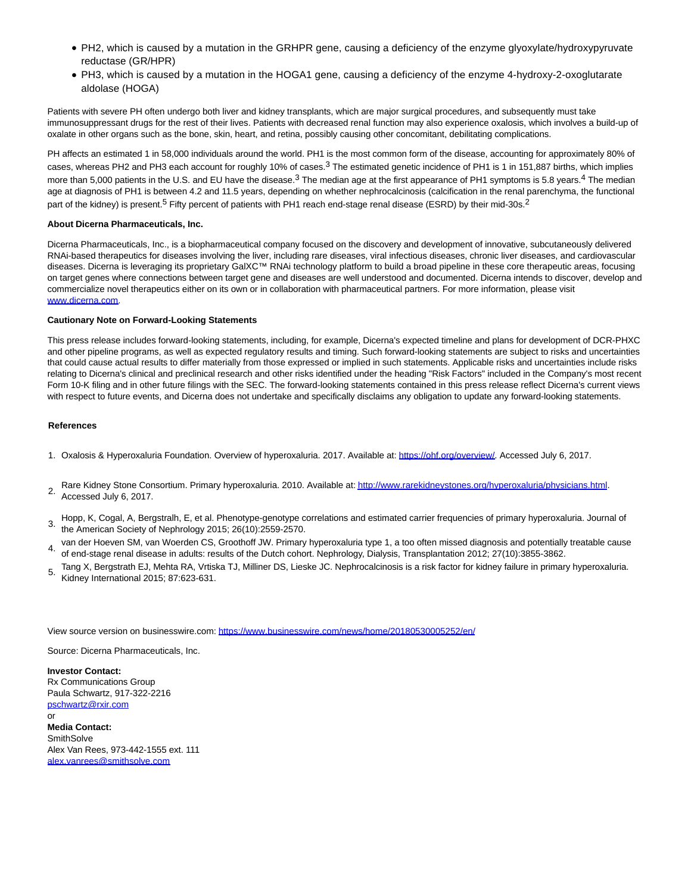- PH2, which is caused by a mutation in the GRHPR gene, causing a deficiency of the enzyme glyoxylate/hydroxypyruvate reductase (GR/HPR)
- PH3, which is caused by a mutation in the HOGA1 gene, causing a deficiency of the enzyme 4-hydroxy-2-oxoglutarate aldolase (HOGA)

Patients with severe PH often undergo both liver and kidney transplants, which are major surgical procedures, and subsequently must take immunosuppressant drugs for the rest of their lives. Patients with decreased renal function may also experience oxalosis, which involves a build-up of oxalate in other organs such as the bone, skin, heart, and retina, possibly causing other concomitant, debilitating complications.

PH affects an estimated 1 in 58,000 individuals around the world. PH1 is the most common form of the disease, accounting for approximately 80% of cases, whereas PH2 and PH3 each account for roughly 10% of cases.[3] The estimated genetic incidence of PH1 is 1 in 151,887 births, which implies more than 5,000 patients in the U.S. and EU have the disease.[3] The median age at the first appearance of PH1 symptoms is 5.8 years.[4] The median age at diagnosis of PH1 is between 4.2 and 11.5 years, depending on whether nephrocalcinosis (calcification in the renal parenchyma, the functional part of the kidney) is present.[5] Fifty percent of patients with PH1 reach end-stage renal disease (ESRD) by their mid-30s.[2]

**About Dicerna Pharmaceuticals, Inc.**

Dicerna Pharmaceuticals, Inc., is a biopharmaceutical company focused on the discovery and development of innovative, subcutaneously delivered RNAi-based therapeutics for diseases involving the liver, including rare diseases, viral infectious diseases, chronic liver diseases, and cardiovascular diseases. Dicerna is leveraging its proprietary GalXC™ RNAi technology platform to build a broad pipeline in these core therapeutic areas, focusing on target genes where connections between target gene and diseases are well understood and documented. Dicerna intends to discover, develop and commercialize novel therapeutics either on its own or in collaboration with pharmaceutical partners. For more information, please visit www.dicerna.com.

**Cautionary Note on Forward-Looking Statements**

This press release includes forward-looking statements, including, for example, Dicerna's expected timeline and plans for development of DCR-PHXC and other pipeline programs, as well as expected regulatory results and timing. Such forward-looking statements are subject to risks and uncertainties that could cause actual results to differ materially from those expressed or implied in such statements. Applicable risks and uncertainties include risks relating to Dicerna's clinical and preclinical research and other risks identified under the heading "Risk Factors" included in the Company's most recent Form 10-K filing and in other future filings with the SEC. The forward-looking statements contained in this press release reflect Dicerna's current views with respect to future events, and Dicerna does not undertake and specifically disclaims any obligation to update any forward-looking statements.

**References**

1. Oxalosis & Hyperoxaluria Foundation. Overview of hyperoxaluria. 2017. Available at: https://ohf.org/overview/. Accessed July 6, 2017.
2. Rare Kidney Stone Consortium. Primary hyperoxaluria. 2010. Available at: http://www.rarekidneystones.org/hyperoxaluria/physicians.html. Accessed July 6, 2017.
3. Hopp, K, Cogal, A, Bergstralh, E, et al. Phenotype-genotype correlations and estimated carrier frequencies of primary hyperoxaluria. Journal of the American Society of Nephrology 2015; 26(10):2559-2570.
4. van der Hoeven SM, van Woerden CS, Groothoff JW. Primary hyperoxaluria type 1, a too often missed diagnosis and potentially treatable cause of end-stage renal disease in adults: results of the Dutch cohort. Nephrology, Dialysis, Transplantation 2012; 27(10):3855-3862.
5. Tang X, Bergstrath EJ, Mehta RA, Vrtiska TJ, Milliner DS, Lieske JC. Nephrocalcinosis is a risk factor for kidney failure in primary hyperoxaluria. Kidney International 2015; 87:623-631.

View source version on businesswire.com: https://www.businesswire.com/news/home/20180530005252/en/

Source: Dicerna Pharmaceuticals, Inc.

**Investor Contact:**
Rx Communications Group
Paula Schwartz, 917-322-2216
pschwartz@rxir.com
or
**Media Contact:**
SmithSolve
Alex Van Rees, 973-442-1555 ext. 111
alex.vanrees@smithsolve.com